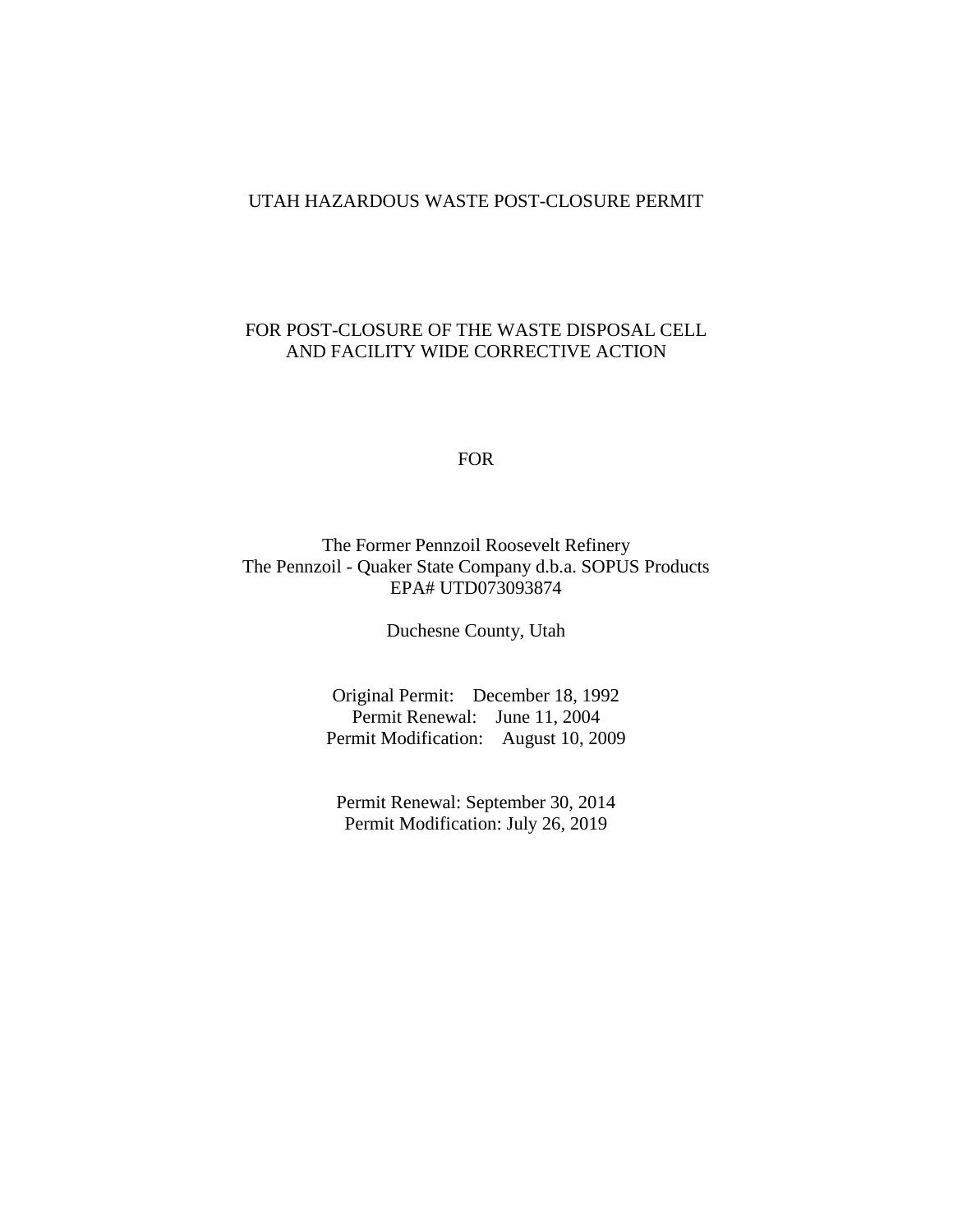# UTAH HAZARDOUS WASTE POST-CLOSURE PERMIT

## FOR POST-CLOSURE OF THE WASTE DISPOSAL CELL AND FACILITY WIDE CORRECTIVE ACTION

FOR

The Former Pennzoil Roosevelt Refinery
The Pennzoil - Quaker State Company d.b.a. SOPUS Products
EPA# UTD073093874

Duchesne County, Utah

Original Permit: December 18, 1992
Permit Renewal: June 11, 2004
Permit Modification: August 10, 2009

Permit Renewal: September 30, 2014
Permit Modification: July 26, 2019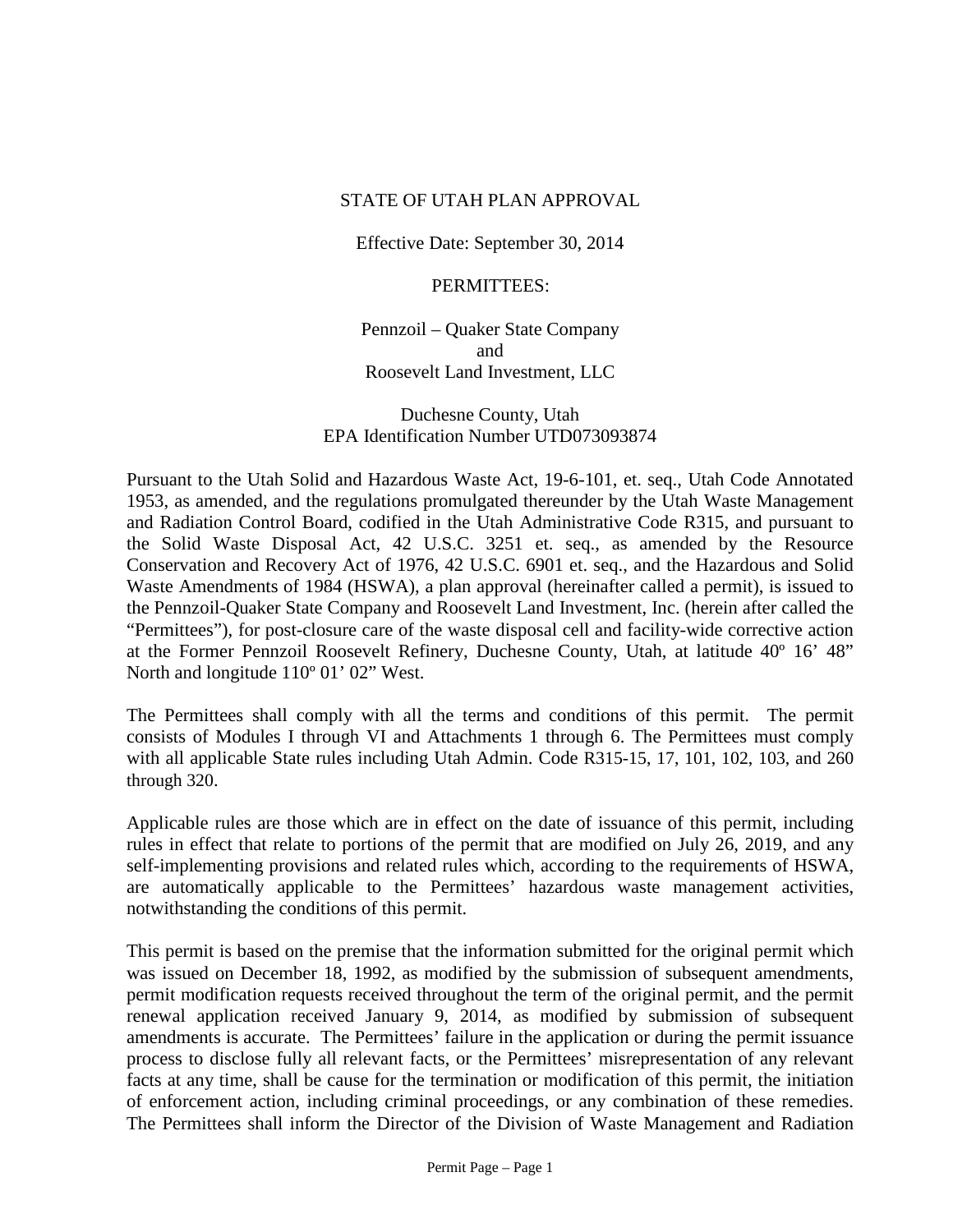STATE OF UTAH PLAN APPROVAL

Effective Date: September 30, 2014

PERMITTEES:

Pennzoil – Quaker State Company
and
Roosevelt Land Investment, LLC

Duchesne County, Utah
EPA Identification Number UTD073093874

Pursuant to the Utah Solid and Hazardous Waste Act, 19-6-101, et. seq., Utah Code Annotated 1953, as amended, and the regulations promulgated thereunder by the Utah Waste Management and Radiation Control Board, codified in the Utah Administrative Code R315, and pursuant to the Solid Waste Disposal Act, 42 U.S.C. 3251 et. seq., as amended by the Resource Conservation and Recovery Act of 1976, 42 U.S.C. 6901 et. seq., and the Hazardous and Solid Waste Amendments of 1984 (HSWA), a plan approval (hereinafter called a permit), is issued to the Pennzoil-Quaker State Company and Roosevelt Land Investment, Inc. (herein after called the "Permittees"), for post-closure care of the waste disposal cell and facility-wide corrective action at the Former Pennzoil Roosevelt Refinery, Duchesne County, Utah, at latitude 40º 16' 48" North and longitude 110º 01' 02" West.

The Permittees shall comply with all the terms and conditions of this permit. The permit consists of Modules I through VI and Attachments 1 through 6. The Permittees must comply with all applicable State rules including Utah Admin. Code R315-15, 17, 101, 102, 103, and 260 through 320.

Applicable rules are those which are in effect on the date of issuance of this permit, including rules in effect that relate to portions of the permit that are modified on July 26, 2019, and any self-implementing provisions and related rules which, according to the requirements of HSWA, are automatically applicable to the Permittees' hazardous waste management activities, notwithstanding the conditions of this permit.

This permit is based on the premise that the information submitted for the original permit which was issued on December 18, 1992, as modified by the submission of subsequent amendments, permit modification requests received throughout the term of the original permit, and the permit renewal application received January 9, 2014, as modified by submission of subsequent amendments is accurate. The Permittees' failure in the application or during the permit issuance process to disclose fully all relevant facts, or the Permittees' misrepresentation of any relevant facts at any time, shall be cause for the termination or modification of this permit, the initiation of enforcement action, including criminal proceedings, or any combination of these remedies. The Permittees shall inform the Director of the Division of Waste Management and Radiation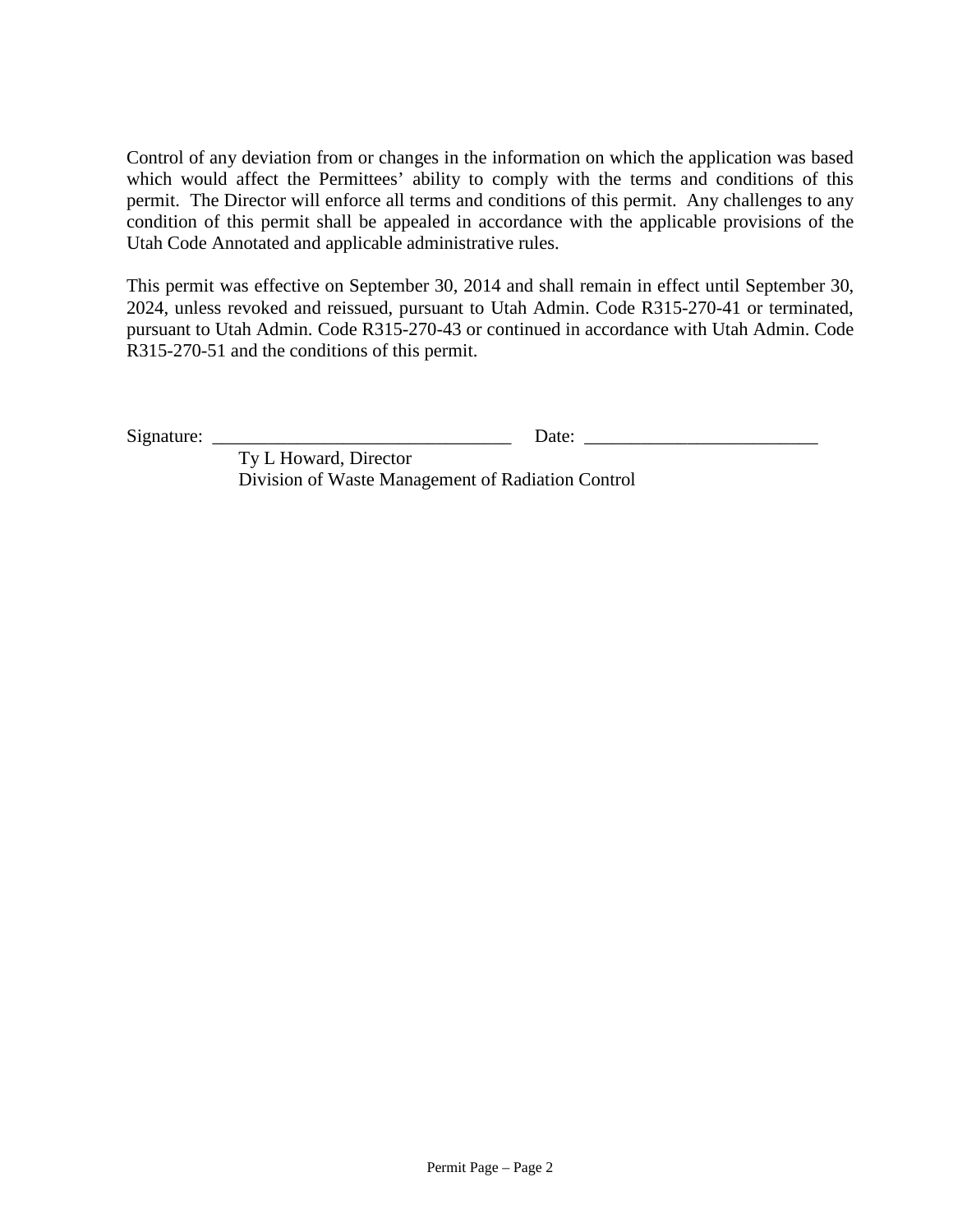Control of any deviation from or changes in the information on which the application was based which would affect the Permittees' ability to comply with the terms and conditions of this permit. The Director will enforce all terms and conditions of this permit. Any challenges to any condition of this permit shall be appealed in accordance with the applicable provisions of the Utah Code Annotated and applicable administrative rules.

This permit was effective on September 30, 2014 and shall remain in effect until September 30, 2024, unless revoked and reissued, pursuant to Utah Admin. Code R315-270-41 or terminated, pursuant to Utah Admin. Code R315-270-43 or continued in accordance with Utah Admin. Code R315-270-51 and the conditions of this permit.

Signature: ________________________________ Date: _________________________

Ty L Howard, Director
Division of Waste Management of Radiation Control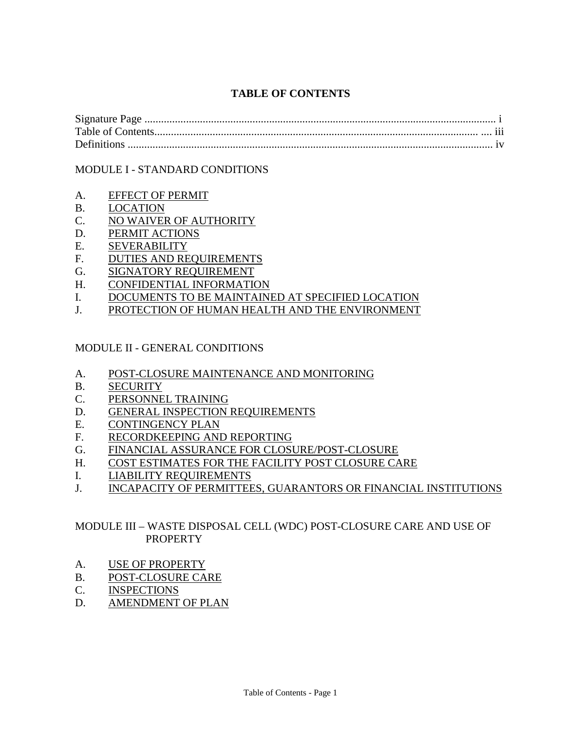# TABLE OF CONTENTS

Signature Page .............................................................................................................................. i
Table of Contents.................................................................................................................... .... iii
Definitions .................................................................................................................................. iv

MODULE I - STANDARD CONDITIONS

A. EFFECT OF PERMIT
B. LOCATION
C. NO WAIVER OF AUTHORITY
D. PERMIT ACTIONS
E. SEVERABILITY
F. DUTIES AND REQUIREMENTS
G. SIGNATORY REQUIREMENT
H. CONFIDENTIAL INFORMATION
I. DOCUMENTS TO BE MAINTAINED AT SPECIFIED LOCATION
J. PROTECTION OF HUMAN HEALTH AND THE ENVIRONMENT

MODULE II - GENERAL CONDITIONS

A. POST-CLOSURE MAINTENANCE AND MONITORING
B. SECURITY
C. PERSONNEL TRAINING
D. GENERAL INSPECTION REQUIREMENTS
E. CONTINGENCY PLAN
F. RECORDKEEPING AND REPORTING
G. FINANCIAL ASSURANCE FOR CLOSURE/POST-CLOSURE
H. COST ESTIMATES FOR THE FACILITY POST CLOSURE CARE
I. LIABILITY REQUIREMENTS
J. INCAPACITY OF PERMITTEES, GUARANTORS OR FINANCIAL INSTITUTIONS

MODULE III – WASTE DISPOSAL CELL (WDC) POST-CLOSURE CARE AND USE OF PROPERTY

A. USE OF PROPERTY
B. POST-CLOSURE CARE
C. INSPECTIONS
D. AMENDMENT OF PLAN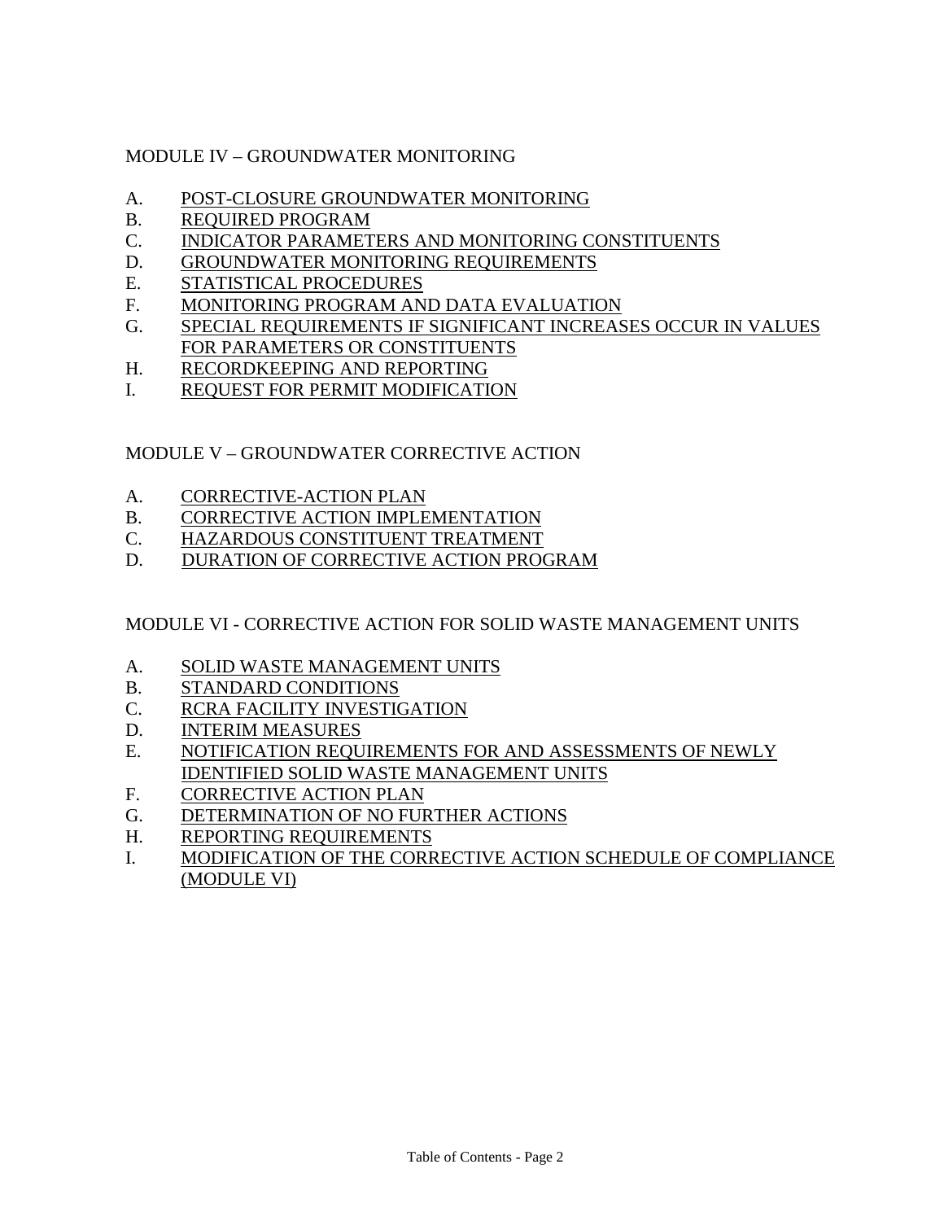MODULE IV – GROUNDWATER MONITORING

A. POST-CLOSURE GROUNDWATER MONITORING
B. REQUIRED PROGRAM
C. INDICATOR PARAMETERS AND MONITORING CONSTITUENTS
D. GROUNDWATER MONITORING REQUIREMENTS
E. STATISTICAL PROCEDURES
F. MONITORING PROGRAM AND DATA EVALUATION
G. SPECIAL REQUIREMENTS IF SIGNIFICANT INCREASES OCCUR IN VALUES FOR PARAMETERS OR CONSTITUENTS
H. RECORDKEEPING AND REPORTING
I. REQUEST FOR PERMIT MODIFICATION

MODULE V – GROUNDWATER CORRECTIVE ACTION

A. CORRECTIVE-ACTION PLAN
B. CORRECTIVE ACTION IMPLEMENTATION
C. HAZARDOUS CONSTITUENT TREATMENT
D. DURATION OF CORRECTIVE ACTION PROGRAM

MODULE VI - CORRECTIVE ACTION FOR SOLID WASTE MANAGEMENT UNITS

A. SOLID WASTE MANAGEMENT UNITS
B. STANDARD CONDITIONS
C. RCRA FACILITY INVESTIGATION
D. INTERIM MEASURES
E. NOTIFICATION REQUIREMENTS FOR AND ASSESSMENTS OF NEWLY IDENTIFIED SOLID WASTE MANAGEMENT UNITS
F. CORRECTIVE ACTION PLAN
G. DETERMINATION OF NO FURTHER ACTIONS
H. REPORTING REQUIREMENTS
I. MODIFICATION OF THE CORRECTIVE ACTION SCHEDULE OF COMPLIANCE (MODULE VI)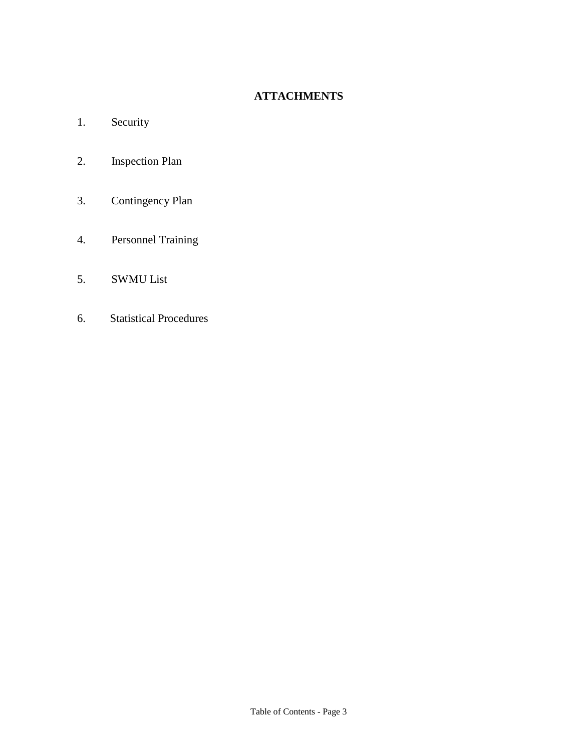## ATTACHMENTS

1. Security

2. Inspection Plan

3. Contingency Plan

4. Personnel Training

5. SWMU List

6. Statistical Procedures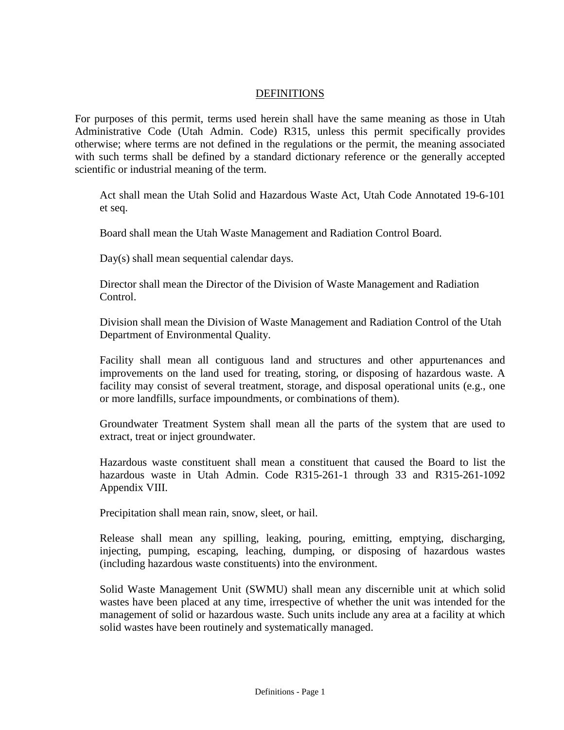# DEFINITIONS

For purposes of this permit, terms used herein shall have the same meaning as those in Utah Administrative Code (Utah Admin. Code) R315, unless this permit specifically provides otherwise; where terms are not defined in the regulations or the permit, the meaning associated with such terms shall be defined by a standard dictionary reference or the generally accepted scientific or industrial meaning of the term.

Act shall mean the Utah Solid and Hazardous Waste Act, Utah Code Annotated 19-6-101 et seq.

Board shall mean the Utah Waste Management and Radiation Control Board.

Day(s) shall mean sequential calendar days.

Director shall mean the Director of the Division of Waste Management and Radiation Control.

Division shall mean the Division of Waste Management and Radiation Control of the Utah Department of Environmental Quality.

Facility shall mean all contiguous land and structures and other appurtenances and improvements on the land used for treating, storing, or disposing of hazardous waste. A facility may consist of several treatment, storage, and disposal operational units (e.g., one or more landfills, surface impoundments, or combinations of them).

Groundwater Treatment System shall mean all the parts of the system that are used to extract, treat or inject groundwater.

Hazardous waste constituent shall mean a constituent that caused the Board to list the hazardous waste in Utah Admin. Code R315-261-1 through 33 and R315-261-1092 Appendix VIII.

Precipitation shall mean rain, snow, sleet, or hail.

Release shall mean any spilling, leaking, pouring, emitting, emptying, discharging, injecting, pumping, escaping, leaching, dumping, or disposing of hazardous wastes (including hazardous waste constituents) into the environment.

Solid Waste Management Unit (SWMU) shall mean any discernible unit at which solid wastes have been placed at any time, irrespective of whether the unit was intended for the management of solid or hazardous waste. Such units include any area at a facility at which solid wastes have been routinely and systematically managed.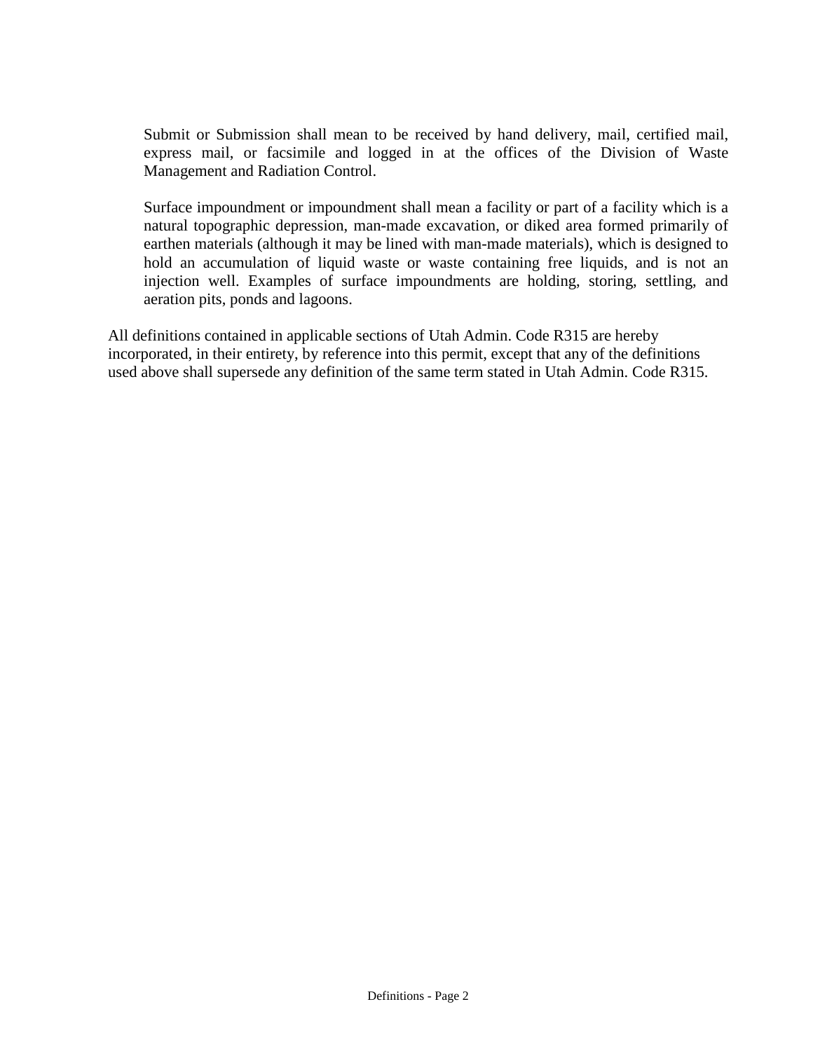Submit or Submission shall mean to be received by hand delivery, mail, certified mail, express mail, or facsimile and logged in at the offices of the Division of Waste Management and Radiation Control.

Surface impoundment or impoundment shall mean a facility or part of a facility which is a natural topographic depression, man-made excavation, or diked area formed primarily of earthen materials (although it may be lined with man-made materials), which is designed to hold an accumulation of liquid waste or waste containing free liquids, and is not an injection well. Examples of surface impoundments are holding, storing, settling, and aeration pits, ponds and lagoons.

All definitions contained in applicable sections of Utah Admin. Code R315 are hereby incorporated, in their entirety, by reference into this permit, except that any of the definitions used above shall supersede any definition of the same term stated in Utah Admin. Code R315.